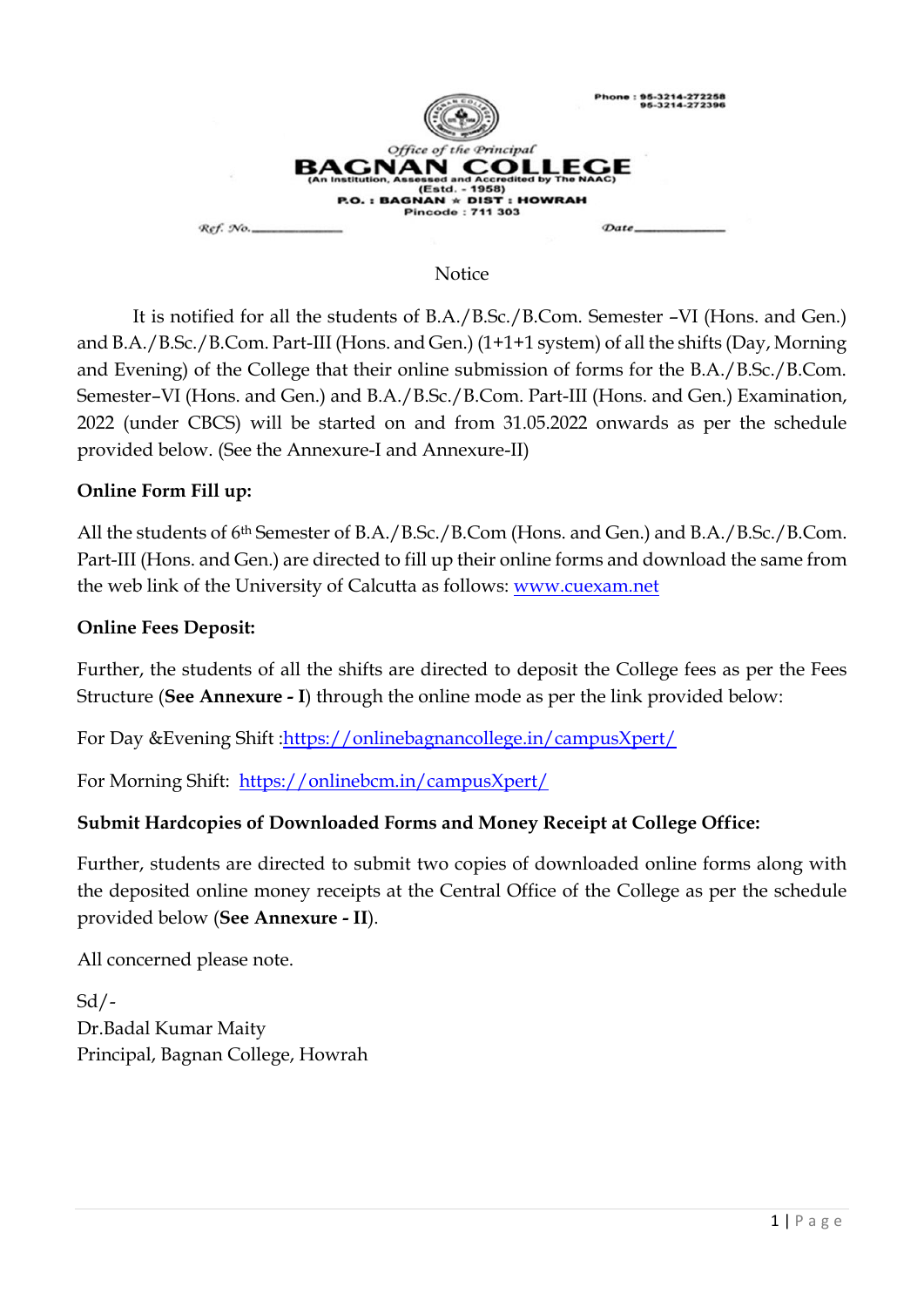Phone : 95-3214-272258
95-3214-272396

*Office of the Principal*

# BAGNAN COLLEGE

(An Institution, Assessed and Accredited by The NAAC)
(Estd. - 1958)
P.O. : BAGNAN ★ DIST : HOWRAH
Pincode : 711 303

Ref. No.______________ Date______________

## Notice

It is notified for all the students of B.A./B.Sc./B.Com. Semester –VI (Hons. and Gen.) and B.A./B.Sc./B.Com. Part-III (Hons. and Gen.) (1+1+1 system) of all the shifts (Day, Morning and Evening) of the College that their online submission of forms for the B.A./B.Sc./B.Com. Semester–VI (Hons. and Gen.) and B.A./B.Sc./B.Com. Part-III (Hons. and Gen.) Examination, 2022 (under CBCS) will be started on and from 31.05.2022 onwards as per the schedule provided below. (See the Annexure-I and Annexure-II)

**Online Form Fill up:**

All the students of 6th Semester of B.A./B.Sc./B.Com (Hons. and Gen.) and B.A./B.Sc./B.Com. Part-III (Hons. and Gen.) are directed to fill up their online forms and download the same from the web link of the University of Calcutta as follows: www.cuexam.net

**Online Fees Deposit:**

Further, the students of all the shifts are directed to deposit the College fees as per the Fees Structure (**See Annexure - I**) through the online mode as per the link provided below:

For Day &Evening Shift :https://onlinebagnancollege.in/campusXpert/

For Morning Shift: https://onlinebcm.in/campusXpert/

**Submit Hardcopies of Downloaded Forms and Money Receipt at College Office:**

Further, students are directed to submit two copies of downloaded online forms along with the deposited online money receipts at the Central Office of the College as per the schedule provided below (**See Annexure - II**).

All concerned please note.

Sd/-
Dr.Badal Kumar Maity
Principal, Bagnan College, Howrah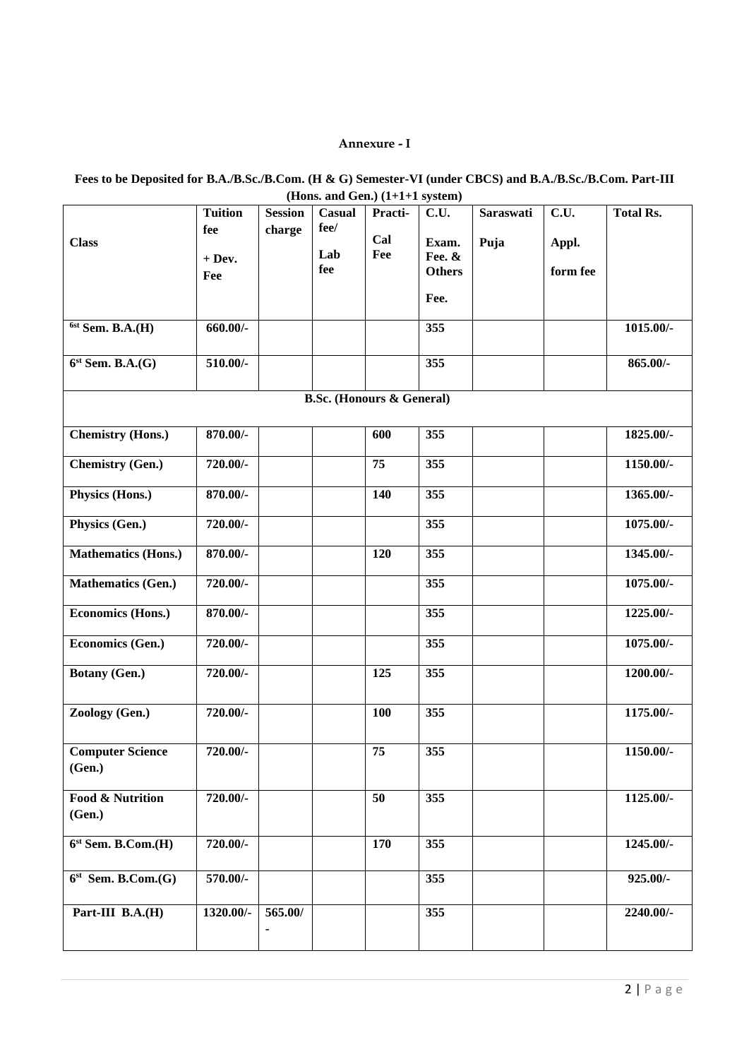**Annexure - I**

**Fees to be Deposited for B.A./B.Sc./B.Com. (H & G) Semester-VI (under CBCS) and B.A./B.Sc./B.Com. Part-III (Hons. and Gen.) (1+1+1 system)**

| Class | Tuition fee + Dev. Fee | Session charge | Casual fee/ Lab fee | Practi-Cal Fee | C.U. Exam. Fee. & Others Fee. | Saraswati Puja | C.U. Appl. form fee | Total Rs. |
|---|---|---|---|---|---|---|---|---|
| 6st Sem. B.A.(H) | 660.00/- | | | | 355 | | | 1015.00/- |
| 6st Sem. B.A.(G) | 510.00/- | | | | 355 | | | 865.00/- |
| **B.Sc. (Honours & General)** | | | | | | | | |
| Chemistry (Hons.) | 870.00/- | | | 600 | 355 | | | 1825.00/- |
| Chemistry (Gen.) | 720.00/- | | | 75 | 355 | | | 1150.00/- |
| Physics (Hons.) | 870.00/- | | | 140 | 355 | | | 1365.00/- |
| Physics (Gen.) | 720.00/- | | | | 355 | | | 1075.00/- |
| Mathematics (Hons.) | 870.00/- | | | 120 | 355 | | | 1345.00/- |
| Mathematics (Gen.) | 720.00/- | | | | 355 | | | 1075.00/- |
| Economics (Hons.) | 870.00/- | | | | 355 | | | 1225.00/- |
| Economics (Gen.) | 720.00/- | | | | 355 | | | 1075.00/- |
| Botany (Gen.) | 720.00/- | | | 125 | 355 | | | 1200.00/- |
| Zoology (Gen.) | 720.00/- | | | 100 | 355 | | | 1175.00/- |
| Computer Science (Gen.) | 720.00/- | | | 75 | 355 | | | 1150.00/- |
| Food & Nutrition (Gen.) | 720.00/- | | | 50 | 355 | | | 1125.00/- |
| 6st Sem. B.Com.(H) | 720.00/- | | | 170 | 355 | | | 1245.00/- |
| 6st Sem. B.Com.(G) | 570.00/- | | | | 355 | | | 925.00/- |
| Part-III B.A.(H) | 1320.00/- | 565.00/- | | | 355 | | | 2240.00/- |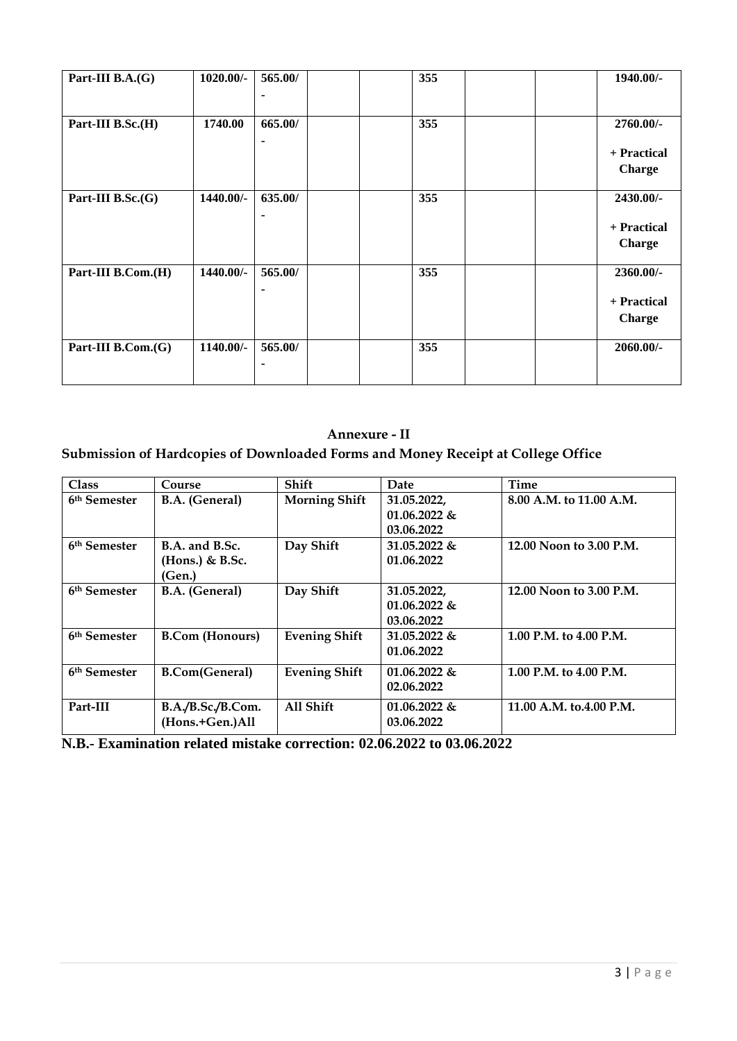| | | | | | | | | |
|---|---|---|---|---|---|---|---|---|
| **Part-III B.A.(G)** | **1020.00/-** | **565.00/-** | | | **355** | | | **1940.00/-** |
| **Part-III B.Sc.(H)** | **1740.00** | **665.00/-** | | | **355** | | | **2760.00/- + Practical Charge** |
| **Part-III B.Sc.(G)** | **1440.00/-** | **635.00/-** | | | **355** | | | **2430.00/- + Practical Charge** |
| **Part-III B.Com.(H)** | **1440.00/-** | **565.00/-** | | | **355** | | | **2360.00/- + Practical Charge** |
| **Part-III B.Com.(G)** | **1140.00/-** | **565.00/-** | | | **355** | | | **2060.00/-** |

## Annexure - II

## Submission of Hardcopies of Downloaded Forms and Money Receipt at College Office

| Class | Course | Shift | Date | Time |
|---|---|---|---|---|
| 6th Semester | B.A. (General) | Morning Shift | 31.05.2022, 01.06.2022 & 03.06.2022 | 8.00 A.M. to 11.00 A.M. |
| 6th Semester | B.A. and B.Sc. (Hons.) & B.Sc. (Gen.) | Day Shift | 31.05.2022 & 01.06.2022 | 12.00 Noon to 3.00 P.M. |
| 6th Semester | B.A. (General) | Day Shift | 31.05.2022, 01.06.2022 & 03.06.2022 | 12.00 Noon to 3.00 P.M. |
| 6th Semester | B.Com (Honours) | Evening Shift | 31.05.2022 & 01.06.2022 | 1.00 P.M. to 4.00 P.M. |
| 6th Semester | B.Com(General) | Evening Shift | 01.06.2022 & 02.06.2022 | 1.00 P.M. to 4.00 P.M. |
| Part-III | B.A./B.Sc./B.Com. (Hons.+Gen.)All | All Shift | 01.06.2022 & 03.06.2022 | 11.00 A.M. to.4.00 P.M. |

**N.B.- Examination related mistake correction: 02.06.2022 to 03.06.2022**